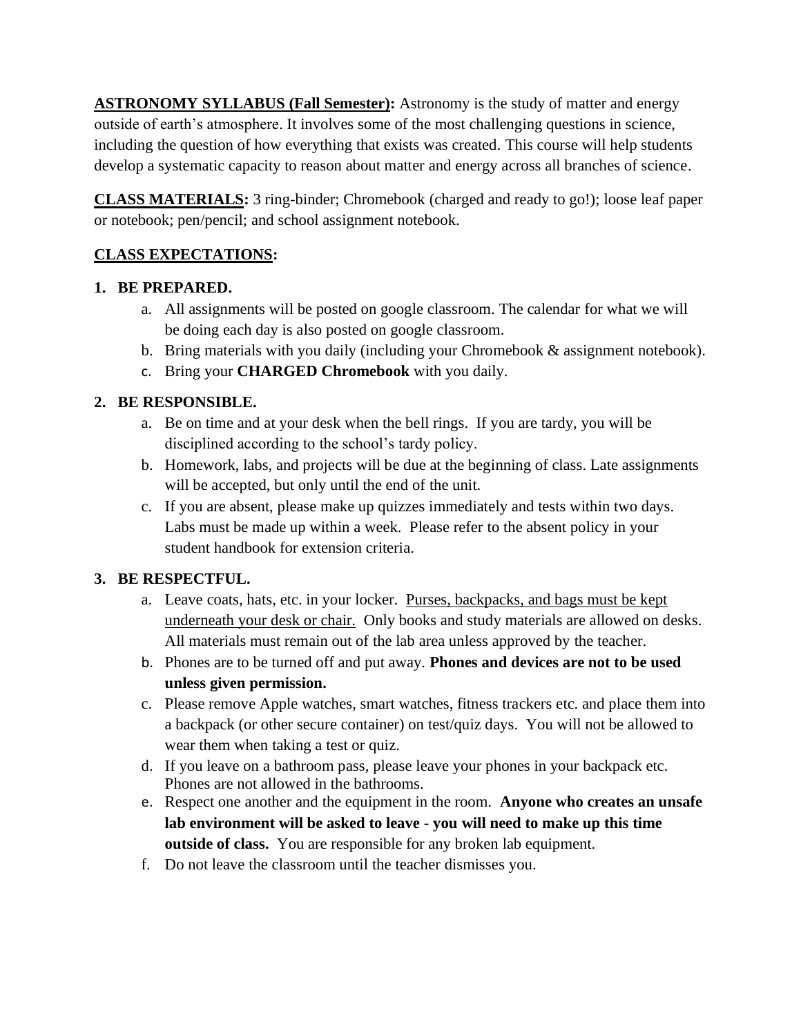**<u>ASTRONOMY SYLLABUS (Fall Semester)</u>:** Astronomy is the study of matter and energy outside of earth's atmosphere. It involves some of the most challenging questions in science, including the question of how everything that exists was created. This course will help students develop a systematic capacity to reason about matter and energy across all branches of science.

**<u>CLASS MATERIALS</u>:** 3 ring-binder; Chromebook (charged and ready to go!); loose leaf paper or notebook; pen/pencil; and school assignment notebook.

**<u>CLASS EXPECTATIONS</u>:**

1. **BE PREPARED.**
   a. All assignments will be posted on google classroom. The calendar for what we will be doing each day is also posted on google classroom.
   b. Bring materials with you daily (including your Chromebook & assignment notebook).
   c. Bring your **CHARGED Chromebook** with you daily.

2. **BE RESPONSIBLE.**
   a. Be on time and at your desk when the bell rings. If you are tardy, you will be disciplined according to the school's tardy policy.
   b. Homework, labs, and projects will be due at the beginning of class. Late assignments will be accepted, but only until the end of the unit.
   c. If you are absent, please make up quizzes immediately and tests within two days. Labs must be made up within a week. Please refer to the absent policy in your student handbook for extension criteria.

3. **BE RESPECTFUL.**
   a. Leave coats, hats, etc. in your locker. <u>Purses, backpacks, and bags must be kept underneath your desk or chair.</u> Only books and study materials are allowed on desks. All materials must remain out of the lab area unless approved by the teacher.
   b. Phones are to be turned off and put away. **Phones and devices are not to be used unless given permission.**
   c. Please remove Apple watches, smart watches, fitness trackers etc. and place them into a backpack (or other secure container) on test/quiz days. You will not be allowed to wear them when taking a test or quiz.
   d. If you leave on a bathroom pass, please leave your phones in your backpack etc. Phones are not allowed in the bathrooms.
   e. Respect one another and the equipment in the room. **Anyone who creates an unsafe lab environment will be asked to leave - you will need to make up this time outside of class.** You are responsible for any broken lab equipment.
   f. Do not leave the classroom until the teacher dismisses you.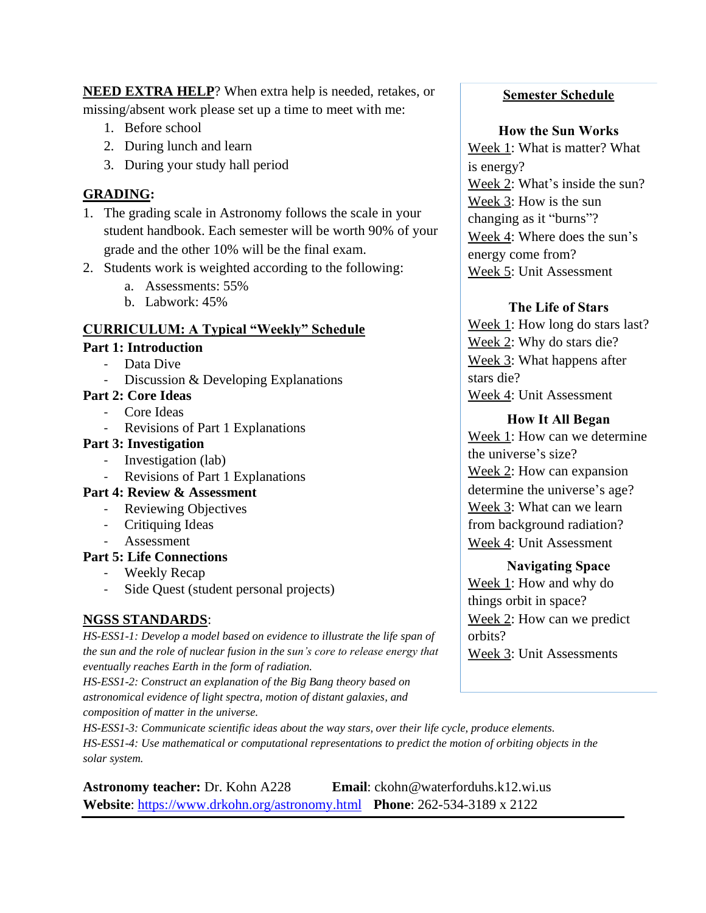**NEED EXTRA HELP**? When extra help is needed, retakes, or missing/absent work please set up a time to meet with me:

1. Before school
2. During lunch and learn
3. During your study hall period

**GRADING:**

1. The grading scale in Astronomy follows the scale in your student handbook. Each semester will be worth 90% of your grade and the other 10% will be the final exam.
2. Students work is weighted according to the following:
   a. Assessments: 55%
   b. Labwork: 45%

**CURRICULUM: A Typical "Weekly" Schedule**

**Part 1: Introduction**
- Data Dive
- Discussion & Developing Explanations

**Part 2: Core Ideas**
- Core Ideas
- Revisions of Part 1 Explanations

**Part 3: Investigation**
- Investigation (lab)
- Revisions of Part 1 Explanations

**Part 4: Review & Assessment**
- Reviewing Objectives
- Critiquing Ideas
- Assessment

**Part 5: Life Connections**
- Weekly Recap
- Side Quest (student personal projects)

**NGSS STANDARDS**:

*HS-ESS1-1: Develop a model based on evidence to illustrate the life span of the sun and the role of nuclear fusion in the sun's core to release energy that eventually reaches Earth in the form of radiation.*
*HS-ESS1-2: Construct an explanation of the Big Bang theory based on astronomical evidence of light spectra, motion of distant galaxies, and composition of matter in the universe.*
*HS-ESS1-3: Communicate scientific ideas about the way stars, over their life cycle, produce elements.*
*HS-ESS1-4: Use mathematical or computational representations to predict the motion of orbiting objects in the solar system.*

**Semester Schedule**

**How the Sun Works**
Week 1: What is matter? What is energy?
Week 2: What's inside the sun?
Week 3: How is the sun changing as it "burns"?
Week 4: Where does the sun's energy come from?
Week 5: Unit Assessment

**The Life of Stars**
Week 1: How long do stars last?
Week 2: Why do stars die?
Week 3: What happens after stars die?
Week 4: Unit Assessment

**How It All Began**
Week 1: How can we determine the universe's size?
Week 2: How can expansion determine the universe's age?
Week 3: What can we learn from background radiation?
Week 4: Unit Assessment

**Navigating Space**
Week 1: How and why do things orbit in space?
Week 2: How can we predict orbits?
Week 3: Unit Assessments

**Astronomy teacher:** Dr. Kohn A228 **Email**: ckohn@waterforduhs.k12.wi.us
**Website**: https://www.drkohn.org/astronomy.html **Phone**: 262-534-3189 x 2122